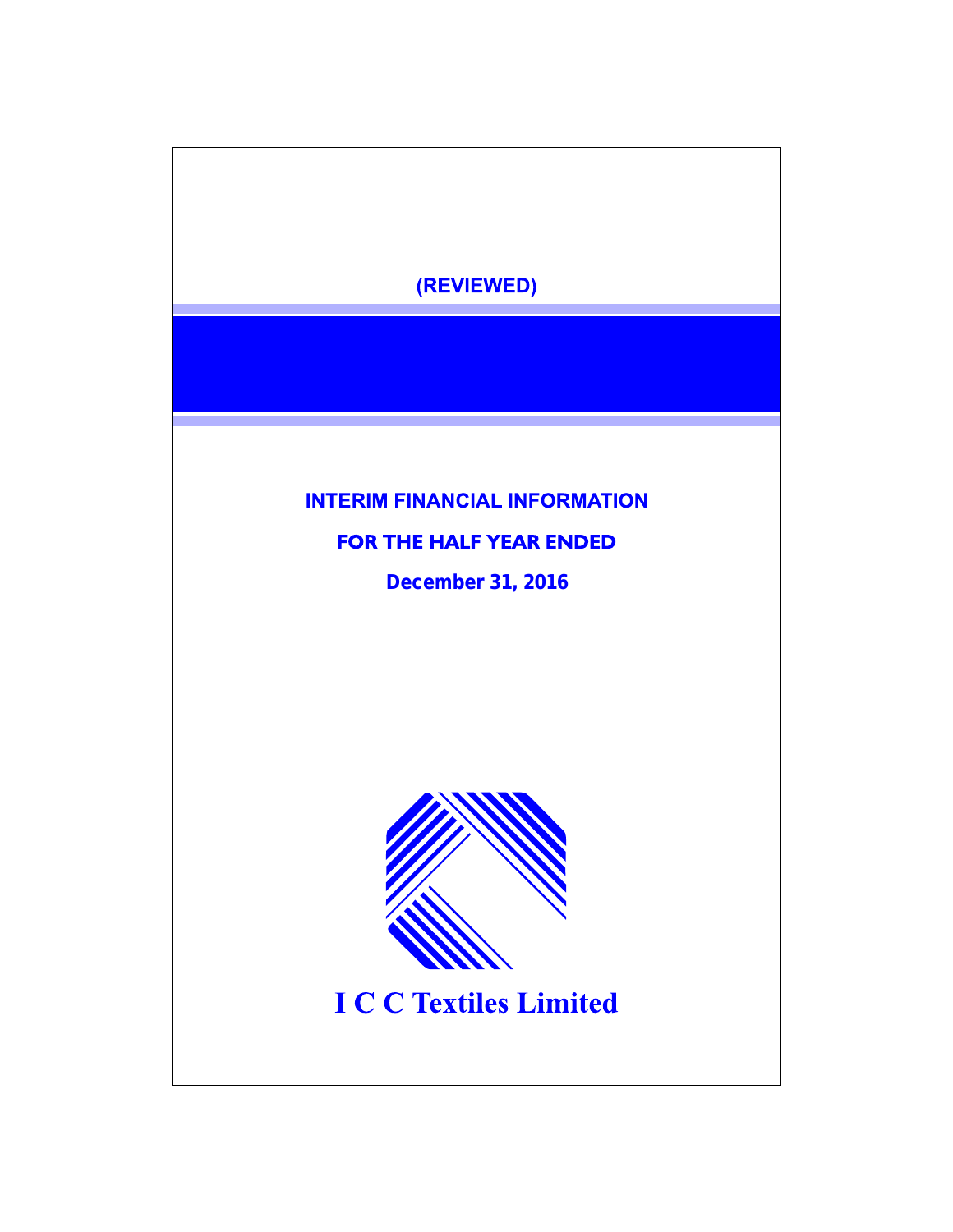(REVIEWED)

# INTERIM FINANCIAL INFORMATION

## FOR THE HALF YEAR ENDED

## December 31, 2016

# I C C Textiles Limited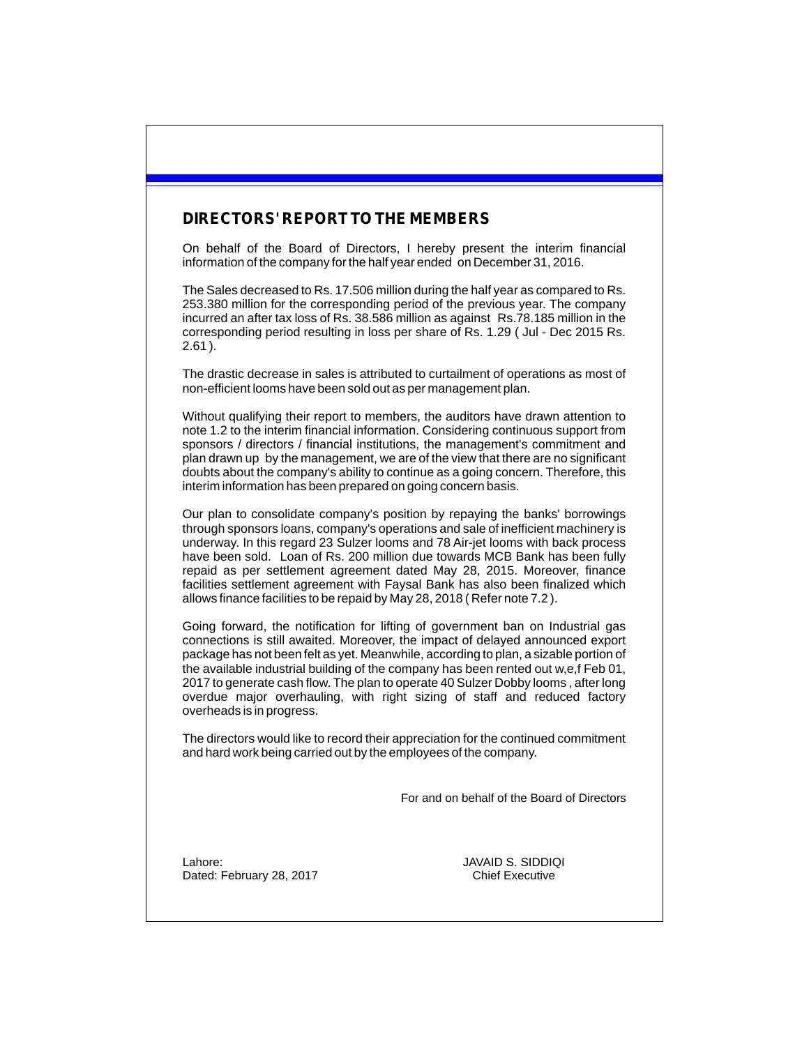## DIRECTORS' REPORT TO THE MEMBERS

On behalf of the Board of Directors, I hereby present the interim financial information of the company for the half year ended on December 31, 2016.

The Sales decreased to Rs. 17.506 million during the half year as compared to Rs. 253.380 million for the corresponding period of the previous year. The company incurred an after tax loss of Rs. 38.586 million as against Rs.78.185 million in the corresponding period resulting in loss per share of Rs. 1.29 ( Jul - Dec 2015 Rs. 2.61 ).

The drastic decrease in sales is attributed to curtailment of operations as most of non-efficient looms have been sold out as per management plan.

Without qualifying their report to members, the auditors have drawn attention to note 1.2 to the interim financial information. Considering continuous support from sponsors / directors / financial institutions, the management's commitment and plan drawn up by the management, we are of the view that there are no significant doubts about the company's ability to continue as a going concern. Therefore, this interim information has been prepared on going concern basis.

Our plan to consolidate company's position by repaying the banks' borrowings through sponsors loans, company's operations and sale of inefficient machinery is underway. In this regard 23 Sulzer looms and 78 Air-jet looms with back process have been sold. Loan of Rs. 200 million due towards MCB Bank has been fully repaid as per settlement agreement dated May 28, 2015. Moreover, finance facilities settlement agreement with Faysal Bank has also been finalized which allows finance facilities to be repaid by May 28, 2018 ( Refer note 7.2 ).

Going forward, the notification for lifting of government ban on Industrial gas connections is still awaited. Moreover, the impact of delayed announced export package has not been felt as yet. Meanwhile, according to plan, a sizable portion of the available industrial building of the company has been rented out w,e,f Feb 01, 2017 to generate cash flow. The plan to operate 40 Sulzer Dobby looms , after long overdue major overhauling, with right sizing of staff and reduced factory overheads is in progress.

The directors would like to record their appreciation for the continued commitment and hard work being carried out by the employees of the company.

For and on behalf of the Board of Directors

Lahore:
Dated: February 28, 2017

JAVAID S. SIDDIQI
Chief Executive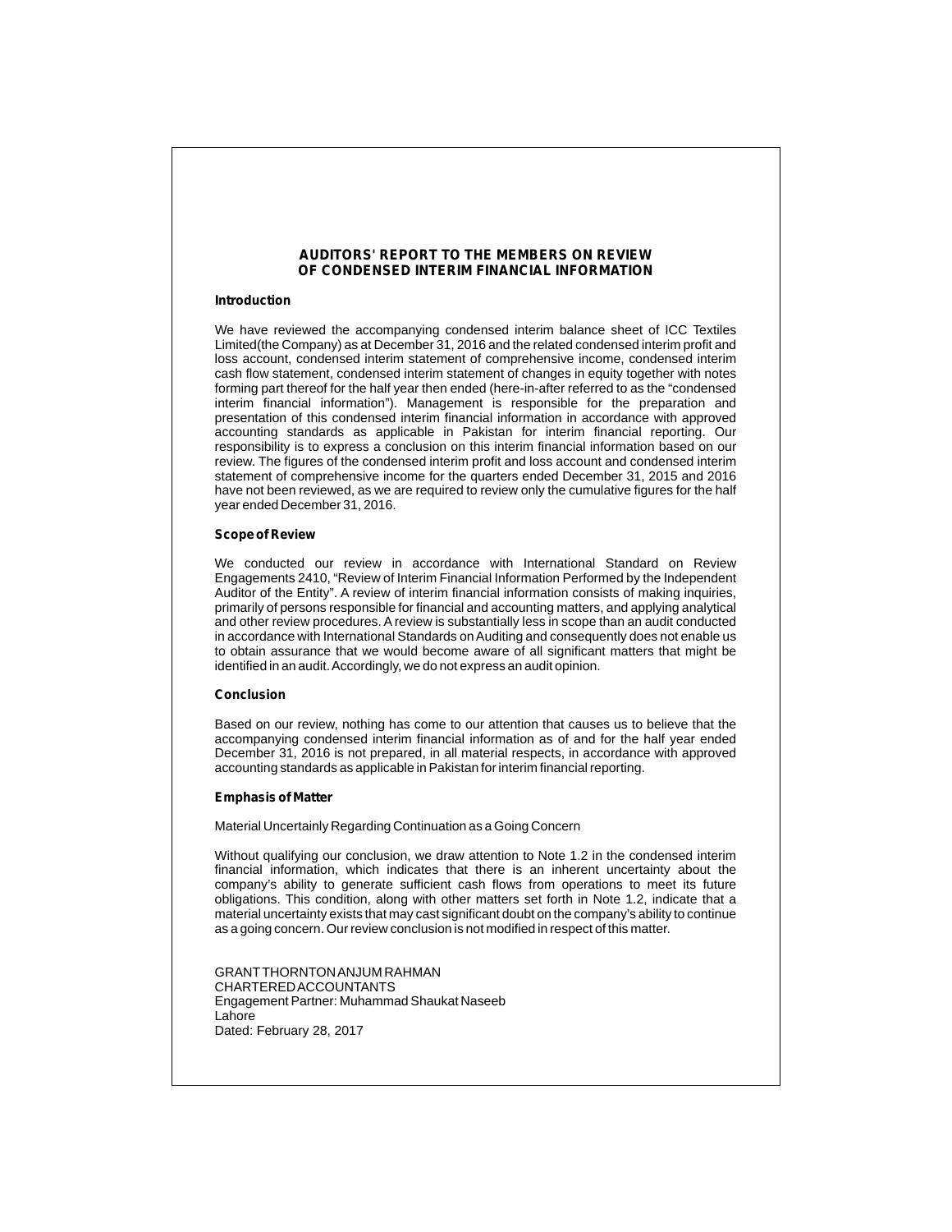# AUDITORS' REPORT TO THE MEMBERS ON REVIEW OF CONDENSED INTERIM FINANCIAL INFORMATION

**Introduction**

We have reviewed the accompanying condensed interim balance sheet of ICC Textiles Limited(the Company) as at December 31, 2016 and the related condensed interim profit and loss account, condensed interim statement of comprehensive income, condensed interim cash flow statement, condensed interim statement of changes in equity together with notes forming part thereof for the half year then ended (here-in-after referred to as the "condensed interim financial information"). Management is responsible for the preparation and presentation of this condensed interim financial information in accordance with approved accounting standards as applicable in Pakistan for interim financial reporting. Our responsibility is to express a conclusion on this interim financial information based on our review. The figures of the condensed interim profit and loss account and condensed interim statement of comprehensive income for the quarters ended December 31, 2015 and 2016 have not been reviewed, as we are required to review only the cumulative figures for the half year ended December 31, 2016.

**Scope of Review**

We conducted our review in accordance with International Standard on Review Engagements 2410, "Review of Interim Financial Information Performed by the Independent Auditor of the Entity". A review of interim financial information consists of making inquiries, primarily of persons responsible for financial and accounting matters, and applying analytical and other review procedures. A review is substantially less in scope than an audit conducted in accordance with International Standards on Auditing and consequently does not enable us to obtain assurance that we would become aware of all significant matters that might be identified in an audit. Accordingly, we do not express an audit opinion.

**Conclusion**

Based on our review, nothing has come to our attention that causes us to believe that the accompanying condensed interim financial information as of and for the half year ended December 31, 2016 is not prepared, in all material respects, in accordance with approved accounting standards as applicable in Pakistan for interim financial reporting.

**Emphasis of Matter**

Material Uncertainly Regarding Continuation as a Going Concern

Without qualifying our conclusion, we draw attention to Note 1.2 in the condensed interim financial information, which indicates that there is an inherent uncertainty about the company's ability to generate sufficient cash flows from operations to meet its future obligations. This condition, along with other matters set forth in Note 1.2, indicate that a material uncertainty exists that may cast significant doubt on the company's ability to continue as a going concern. Our review conclusion is not modified in respect of this matter.

GRANT THORNTON ANJUM RAHMAN
CHARTERED ACCOUNTANTS
Engagement Partner: Muhammad Shaukat Naseeb
Lahore
Dated: February 28, 2017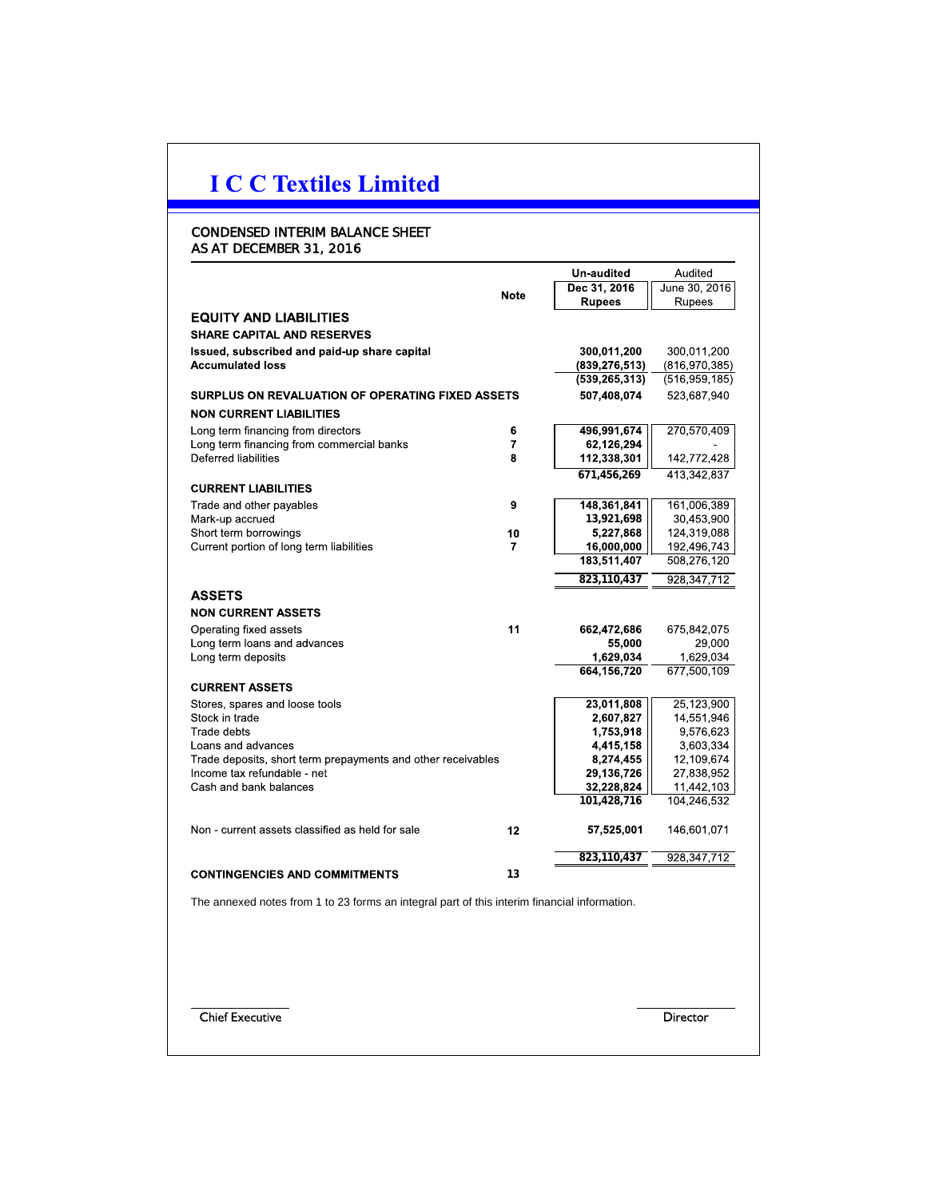# I C C Textiles Limited

## CONDENSED INTERIM BALANCE SHEET
## AS AT DECEMBER 31, 2016

| | Note | Un-audited<br>Dec 31, 2016<br>Rupees | Audited<br>June 30, 2016<br>Rupees |
|---|---|---|---|
| **EQUITY AND LIABILITIES** | | | |
| **SHARE CAPITAL AND RESERVES** | | | |
| **Issued, subscribed and paid-up share capital** | | **300,011,200** | 300,011,200 |
| **Accumulated loss** | | **(839,276,513)** | (816,970,385) |
| | | **(539,265,313)** | (516,959,185) |
| **SURPLUS ON REVALUATION OF OPERATING FIXED ASSETS** | | **507,408,074** | 523,687,940 |
| **NON CURRENT LIABILITIES** | | | |
| Long term financing from directors | 6 | **496,991,674** | 270,570,409 |
| Long term financing from commercial banks | 7 | **62,126,294** | - |
| Deferred liabilities | 8 | **112,338,301** | 142,772,428 |
| | | **671,456,269** | 413,342,837 |
| **CURRENT LIABILITIES** | | | |
| Trade and other payables | 9 | **148,361,841** | 161,006,389 |
| Mark-up accrued | | **13,921,698** | 30,453,900 |
| Short term borrowings | 10 | **5,227,868** | 124,319,088 |
| Current portion of long term liabilities | 7 | **16,000,000** | 192,496,743 |
| | | **183,511,407** | 508,276,120 |
| | | **823,110,437** | 928,347,712 |
| **ASSETS** | | | |
| **NON CURRENT ASSETS** | | | |
| Operating fixed assets | 11 | **662,472,686** | 675,842,075 |
| Long term loans and advances | | **55,000** | 29,000 |
| Long term deposits | | **1,629,034** | 1,629,034 |
| | | **664,156,720** | 677,500,109 |
| **CURRENT ASSETS** | | | |
| Stores, spares and loose tools | | **23,011,808** | 25,123,900 |
| Stock in trade | | **2,607,827** | 14,551,946 |
| Trade debts | | **1,753,918** | 9,576,623 |
| Loans and advances | | **4,415,158** | 3,603,334 |
| Trade deposits, short term prepayments and other receivables | | **8,274,455** | 12,109,674 |
| Income tax refundable - net | | **29,136,726** | 27,838,952 |
| Cash and bank balances | | **32,228,824** | 11,442,103 |
| | | **101,428,716** | 104,246,532 |
| Non - current assets classified as held for sale | 12 | **57,525,001** | 146,601,071 |
| | | **823,110,437** | 928,347,712 |
| **CONTINGENCIES AND COMMITMENTS** | 13 | | |

The annexed notes from 1 to 23 forms an integral part of this interim financial information.

Chief Executive

Director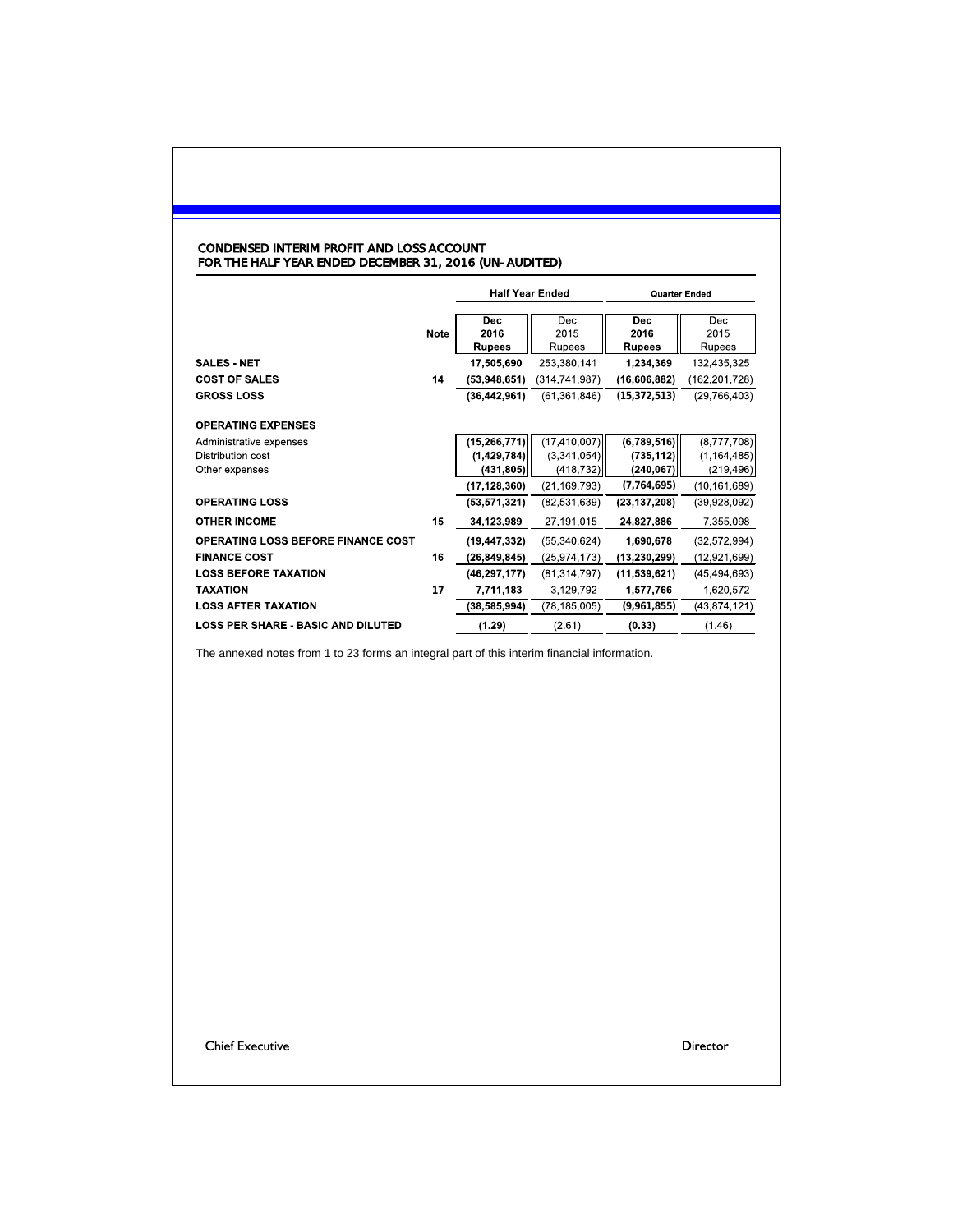## CONDENSED INTERIM PROFIT AND LOSS ACCOUNT
## FOR THE HALF YEAR ENDED DECEMBER 31, 2016 (UN-AUDITED)

| | Note | Half Year Ended | | Quarter Ended | |
|---|---|---|---|---|---|
| | | **Dec 2016 Rupees** | Dec 2015 Rupees | **Dec 2016 Rupees** | Dec 2015 Rupees |
| **SALES - NET** | | **17,505,690** | 253,380,141 | **1,234,369** | 132,435,325 |
| **COST OF SALES** | **14** | **(53,948,651)** | (314,741,987) | **(16,606,882)** | (162,201,728) |
| **GROSS LOSS** | | **(36,442,961)** | (61,361,846) | **(15,372,513)** | (29,766,403) |
| **OPERATING EXPENSES** | | | | | |
| Administrative expenses | | **(15,266,771)** | (17,410,007) | **(6,789,516)** | (8,777,708) |
| Distribution cost | | **(1,429,784)** | (3,341,054) | **(735,112)** | (1,164,485) |
| Other expenses | | **(431,805)** | (418,732) | **(240,067)** | (219,496) |
| | | **(17,128,360)** | (21,169,793) | **(7,764,695)** | (10,161,689) |
| **OPERATING LOSS** | | **(53,571,321)** | (82,531,639) | **(23,137,208)** | (39,928,092) |
| **OTHER INCOME** | **15** | **34,123,989** | 27,191,015 | **24,827,886** | 7,355,098 |
| **OPERATING LOSS BEFORE FINANCE COST** | | **(19,447,332)** | (55,340,624) | **1,690,678** | (32,572,994) |
| **FINANCE COST** | **16** | **(26,849,845)** | (25,974,173) | **(13,230,299)** | (12,921,699) |
| **LOSS BEFORE TAXATION** | | **(46,297,177)** | (81,314,797) | **(11,539,621)** | (45,494,693) |
| **TAXATION** | **17** | **7,711,183** | 3,129,792 | **1,577,766** | 1,620,572 |
| **LOSS AFTER TAXATION** | | **(38,585,994)** | (78,185,005) | **(9,961,855)** | (43,874,121) |
| **LOSS PER SHARE - BASIC AND DILUTED** | | **(1.29)** | (2.61) | **(0.33)** | (1.46) |

The annexed notes from 1 to 23 forms an integral part of this interim financial information.

Chief Executive

Director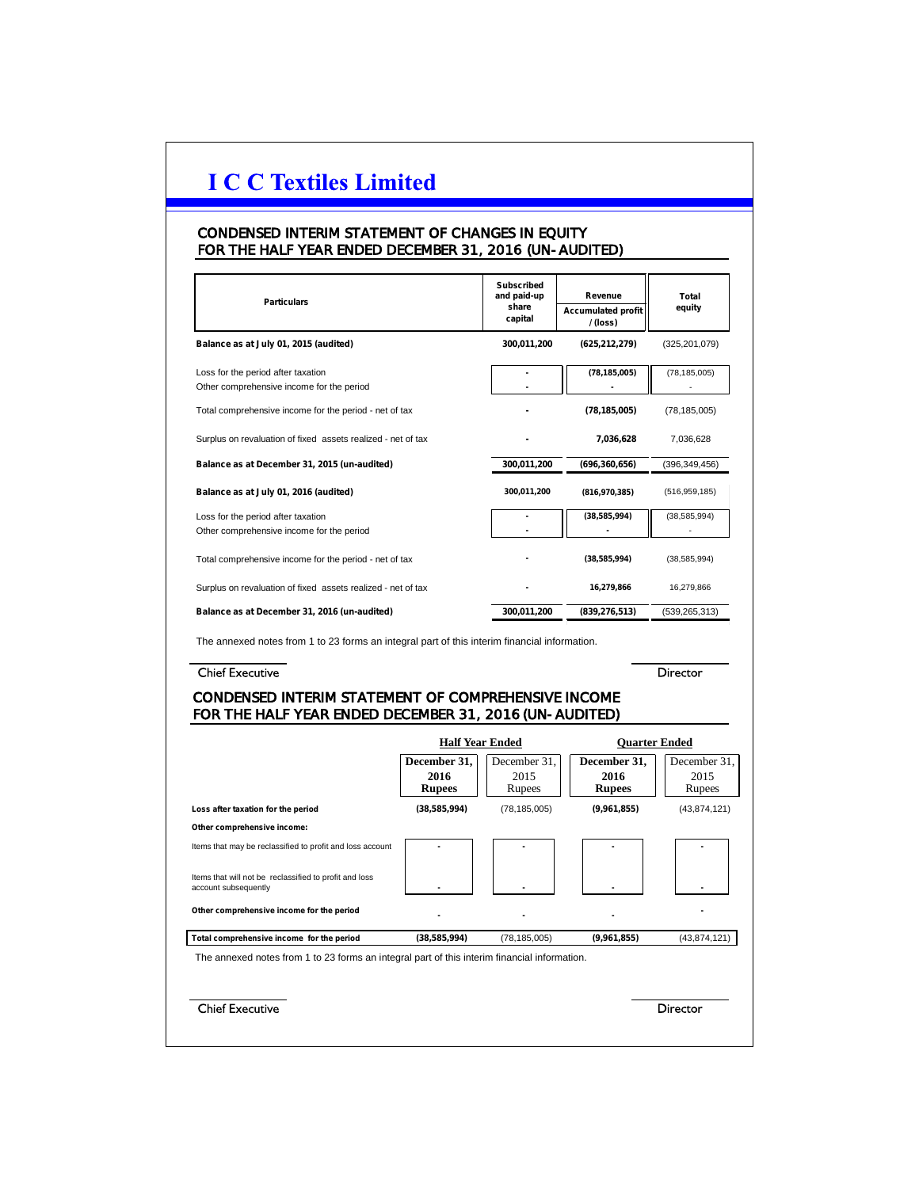# I C C Textiles Limited

## CONDENSED INTERIM STATEMENT OF CHANGES IN EQUITY
## FOR THE HALF YEAR ENDED DECEMBER 31, 2016 (UN-AUDITED)

| Particulars | Subscribed and paid-up share capital | Revenue Accumulated profit / (loss) | Total equity |
|---|---|---|---|
| **Balance as at July 01, 2015 (audited)** | **300,011,200** | **(625,212,279)** | (325,201,079) |
| Loss for the period after taxation | - | (78,185,005) | (78,185,005) |
| Other comprehensive income for the period | - | - | - |
| Total comprehensive income for the period - net of tax | - | (78,185,005) | (78,185,005) |
| Surplus on revaluation of fixed assets realized - net of tax | - | 7,036,628 | 7,036,628 |
| **Balance as at December 31, 2015 (un-audited)** | **300,011,200** | **(696,360,656)** | (396,349,456) |
| **Balance as at July 01, 2016 (audited)** | **300,011,200** | **(816,970,385)** | (516,959,185) |
| Loss for the period after taxation | - | (38,585,994) | (38,585,994) |
| Other comprehensive income for the period | - | - | - |
| Total comprehensive income for the period - net of tax | - | (38,585,994) | (38,585,994) |
| Surplus on revaluation of fixed assets realized - net of tax | - | 16,279,866 | 16,279,866 |
| **Balance as at December 31, 2016 (un-audited)** | **300,011,200** | **(839,276,513)** | (539,265,313) |

The annexed notes from 1 to 23 forms an integral part of this interim financial information.

Chief Executive — Director

## CONDENSED INTERIM STATEMENT OF COMPREHENSIVE INCOME
## FOR THE HALF YEAR ENDED DECEMBER 31, 2016 (UN-AUDITED)

| | Half Year Ended | | Quarter Ended | |
|---|---|---|---|---|
| | **December 31, 2016 Rupees** | December 31, 2015 Rupees | **December 31, 2016 Rupees** | December 31, 2015 Rupees |
| **Loss after taxation for the period** | **(38,585,994)** | (78,185,005) | **(9,961,855)** | (43,874,121) |
| **Other comprehensive income:** | | | | |
| Items that may be reclassified to profit and loss account | - | - | - | - |
| Items that will not be reclassified to profit and loss account subsequently | - | - | - | - |
| **Other comprehensive income for the period** | - | - | - | - |
| **Total comprehensive income for the period** | **(38,585,994)** | (78,185,005) | **(9,961,855)** | (43,874,121) |

The annexed notes from 1 to 23 forms an integral part of this interim financial information.

Chief Executive — Director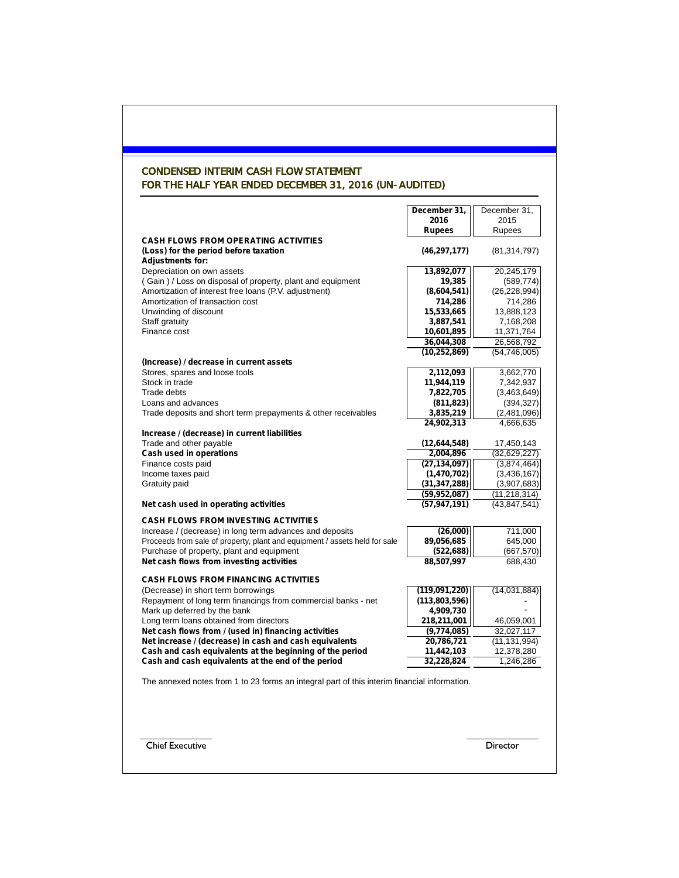## CONDENSED INTERIM CASH FLOW STATEMENT
## FOR THE HALF YEAR ENDED DECEMBER 31, 2016 (UN-AUDITED)

| | December 31, 2016 Rupees | December 31, 2015 Rupees |
|---|---|---|
| **CASH FLOWS FROM OPERATING ACTIVITIES** | | |
| **(Loss) for the period before taxation** | **(46,297,177)** | (81,314,797) |
| **Adjustments for:** | | |
| Depreciation on own assets | **13,892,077** | 20,245,179 |
| ( Gain ) / Loss on disposal of property, plant and equipment | **19,385** | (589,774) |
| Amortization of interest free loans (P.V. adjustment) | **(8,604,541)** | (26,228,994) |
| Amortization of transaction cost | **714,286** | 714,286 |
| Unwinding of discount | **15,533,665** | 13,888,123 |
| Staff gratuity | **3,887,541** | 7,168,208 |
| Finance cost | **10,601,895** | 11,371,764 |
| | **36,044,308** | 26,568,792 |
| | **(10,252,869)** | (54,746,005) |
| **(Increase) / decrease in current assets** | | |
| Stores, spares and loose tools | **2,112,093** | 3,662,770 |
| Stock in trade | **11,944,119** | 7,342,937 |
| Trade debts | **7,822,705** | (3,463,649) |
| Loans and advances | **(811,823)** | (394,327) |
| Trade deposits and short term prepayments & other receivables | **3,835,219** | (2,481,096) |
| | **24,902,313** | 4,666,635 |
| **Increase / (decrease) in current liabilities** | | |
| Trade and other payable | **(12,644,548)** | 17,450,143 |
| **Cash used in operations** | **2,004,896** | (32,629,227) |
| Finance costs paid | **(27,134,097)** | (3,874,464) |
| Income taxes paid | **(1,470,702)** | (3,436,167) |
| Gratuity paid | **(31,347,288)** | (3,907,683) |
| | **(59,952,087)** | (11,218,314) |
| **Net cash used in operating activities** | **(57,947,191)** | (43,847,541) |
| **CASH FLOWS FROM INVESTING ACTIVITIES** | | |
| Increase / (decrease) in long term advances and deposits | **(26,000)** | 711,000 |
| Proceeds from sale of property, plant and equipment / assets held for sale | **89,056,685** | 645,000 |
| Purchase of property, plant and equipment | **(522,688)** | (667,570) |
| **Net cash flows from investing activities** | **88,507,997** | 688,430 |
| **CASH FLOWS FROM FINANCING ACTIVITIES** | | |
| (Decrease) in short term borrowings | **(119,091,220)** | (14,031,884) |
| Repayment of long term financings from commercial banks - net | **(113,803,596)** | - |
| Mark up deferred by the bank | **4,909,730** | - |
| Long term loans obtained from directors | **218,211,001** | 46,059,001 |
| **Net cash flows from / (used in) financing activities** | **(9,774,085)** | 32,027,117 |
| **Net increase / (decrease) in cash and cash equivalents** | **20,786,721** | (11,131,994) |
| **Cash and cash equivalents at the beginning of the period** | **11,442,103** | 12,378,280 |
| **Cash and cash equivalents at the end of the period** | **32,228,824** | 1,246,286 |

The annexed notes from 1 to 23 forms an integral part of this interim financial information.

Chief Executive | Director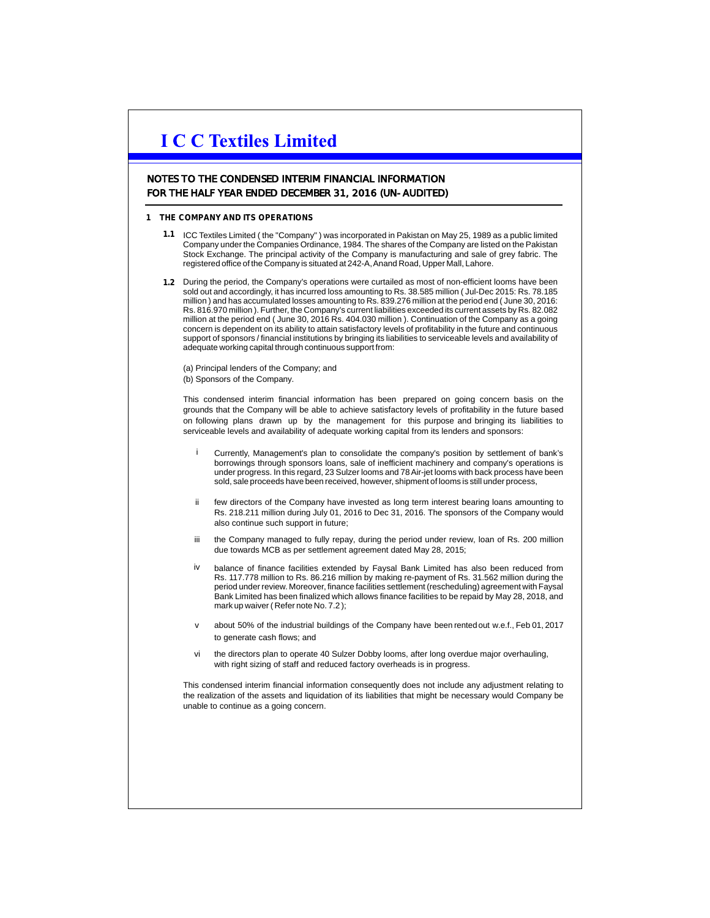# I C C Textiles Limited

## NOTES TO THE CONDENSED INTERIM FINANCIAL INFORMATION FOR THE HALF YEAR ENDED DECEMBER 31, 2016 (UN-AUDITED)

### 1 THE COMPANY AND ITS OPERATIONS

**1.1** ICC Textiles Limited ( the "Company" ) was incorporated in Pakistan on May 25, 1989 as a public limited Company under the Companies Ordinance, 1984. The shares of the Company are listed on the Pakistan Stock Exchange. The principal activity of the Company is manufacturing and sale of grey fabric. The registered office of the Company is situated at 242-A, Anand Road, Upper Mall, Lahore.

**1.2** During the period, the Company's operations were curtailed as most of non-efficient looms have been sold out and accordingly, it has incurred loss amounting to Rs. 38.585 million ( Jul-Dec 2015: Rs. 78.185 million ) and has accumulated losses amounting to Rs. 839.276 million at the period end ( June 30, 2016: Rs. 816.970 million ). Further, the Company's current liabilities exceeded its current assets by Rs. 82.082 million at the period end ( June 30, 2016 Rs. 404.030 million ). Continuation of the Company as a going concern is dependent on its ability to attain satisfactory levels of profitability in the future and continuous support of sponsors / financial institutions by bringing its liabilities to serviceable levels and availability of adequate working capital through continuous support from:

(a) Principal lenders of the Company; and
(b) Sponsors of the Company.

This condensed interim financial information has been prepared on going concern basis on the grounds that the Company will be able to achieve satisfactory levels of profitability in the future based on following plans drawn up by the management for this purpose and bringing its liabilities to serviceable levels and availability of adequate working capital from its lenders and sponsors:

i Currently, Management's plan to consolidate the company's position by settlement of bank's borrowings through sponsors loans, sale of inefficient machinery and company's operations is under progress. In this regard, 23 Sulzer looms and 78 Air-jet looms with back process have been sold, sale proceeds have been received, however, shipment of looms is still under process,

ii few directors of the Company have invested as long term interest bearing loans amounting to Rs. 218.211 million during July 01, 2016 to Dec 31, 2016. The sponsors of the Company would also continue such support in future;

iii the Company managed to fully repay, during the period under review, loan of Rs. 200 million due towards MCB as per settlement agreement dated May 28, 2015;

iv balance of finance facilities extended by Faysal Bank Limited has also been reduced from Rs. 117.778 million to Rs. 86.216 million by making re-payment of Rs. 31.562 million during the period under review. Moreover, finance facilities settlement (rescheduling) agreement with Faysal Bank Limited has been finalized which allows finance facilities to be repaid by May 28, 2018, and mark up waiver ( Refer note No. 7.2 );

v about 50% of the industrial buildings of the Company have been rented out w.e.f., Feb 01, 2017 to generate cash flows; and

vi the directors plan to operate 40 Sulzer Dobby looms, after long overdue major overhauling, with right sizing of staff and reduced factory overheads is in progress.

This condensed interim financial information consequently does not include any adjustment relating to the realization of the assets and liquidation of its liabilities that might be necessary would Company be unable to continue as a going concern.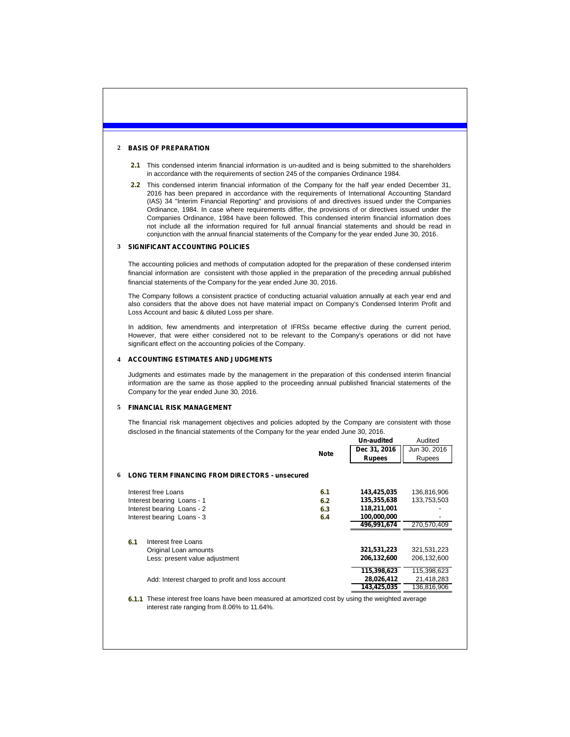## 2 BASIS OF PREPARATION

**2.1** This condensed interim financial information is un-audited and is being submitted to the shareholders in accordance with the requirements of section 245 of the companies Ordinance 1984.

**2.2** This condensed interim financial information of the Company for the half year ended December 31, 2016 has been prepared in accordance with the requirements of International Accounting Standard (IAS) 34 "Interim Financial Reporting" and provisions of and directives issued under the Companies Ordinance, 1984. In case where requirements differ, the provisions of or directives issued under the Companies Ordinance, 1984 have been followed. This condensed interim financial information does not include all the information required for full annual financial statements and should be read in conjunction with the annual financial statements of the Company for the year ended June 30, 2016.

## 3 SIGNIFICANT ACCOUNTING POLICIES

The accounting policies and methods of computation adopted for the preparation of these condensed interim financial information are consistent with those applied in the preparation of the preceding annual published financial statements of the Company for the year ended June 30, 2016.

The Company follows a consistent practice of conducting actuarial valuation annually at each year end and also considers that the above does not have material impact on Company's Condensed Interim Profit and Loss Account and basic & diluted Loss per share.

In addition, few amendments and interpretation of IFRSs became effective during the current period, However, that were either considered not to be relevant to the Company's operations or did not have significant effect on the accounting policies of the Company.

## 4 ACCOUNTING ESTIMATES AND JUDGMENTS

Judgments and estimates made by the management in the preparation of this condensed interim financial information are the same as those applied to the proceeding annual published financial statements of the Company for the year ended June 30, 2016.

## 5 FINANCIAL RISK MANAGEMENT

The financial risk management objectives and policies adopted by the Company are consistent with those disclosed in the financial statements of the Company for the year ended June 30, 2016.

| | Note | Un-audited<br>Dec 31, 2016<br>Rupees | Audited<br>Jun 30, 2016<br>Rupees |
|---|---|---|---|
| **6 LONG TERM FINANCING FROM DIRECTORS - unsecured** | | | |
| Interest free Loans | 6.1 | 143,425,035 | 136,816,906 |
| Interest bearing Loans - 1 | 6.2 | 135,355,638 | 133,753,503 |
| Interest bearing Loans - 2 | 6.3 | 118,211,001 | - |
| Interest bearing Loans - 3 | 6.4 | 100,000,000 | - |
| | | 496,991,674 | 270,570,409 |
| **6.1** Interest free Loans | | | |
| Original Loan amounts | | 321,531,223 | 321,531,223 |
| Less: present value adjustment | | 206,132,600 | 206,132,600 |
| | | 115,398,623 | 115,398,623 |
| Add: Interest charged to profit and loss account | | 28,026,412 | 21,418,283 |
| | | 143,425,035 | 136,816,906 |

**6.1.1** These interest free loans have been measured at amortized cost by using the weighted average interest rate ranging from 8.06% to 11.64%.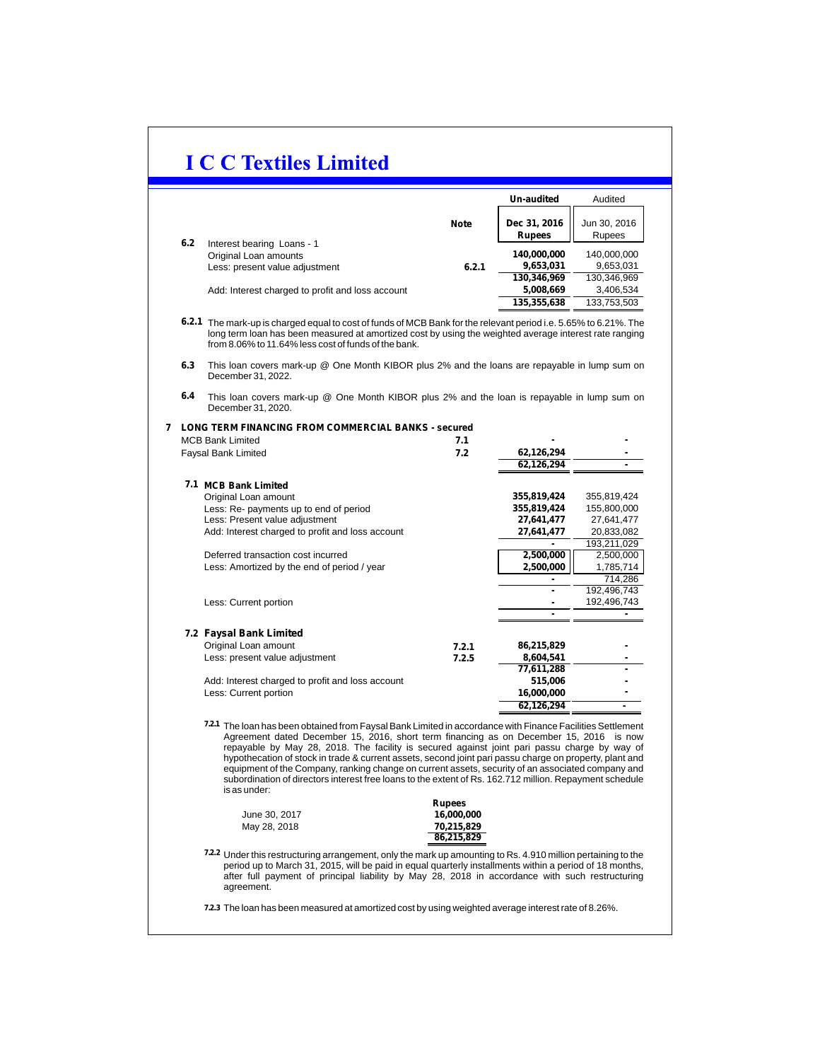# I C C Textiles Limited

| | | Note | Un-audited<br>Dec 31, 2016<br>Rupees | Audited<br>Jun 30, 2016<br>Rupees |
|---|---|---|---|---|
| **6.2** | Interest bearing Loans - 1 | | | |
| | Original Loan amounts | | **140,000,000** | 140,000,000 |
| | Less: present value adjustment | **6.2.1** | **9,653,031** | 9,653,031 |
| | | | **130,346,969** | 130,346,969 |
| | Add: Interest charged to profit and loss account | | **5,008,669** | 3,406,534 |
| | | | **135,355,638** | 133,753,503 |

**6.2.1** The mark-up is charged equal to cost of funds of MCB Bank for the relevant period i.e. 5.65% to 6.21%. The long term loan has been measured at amortized cost by using the weighted average interest rate ranging from 8.06% to 11.64% less cost of funds of the bank.

**6.3** This loan covers mark-up @ One Month KIBOR plus 2% and the loans are repayable in lump sum on December 31, 2022.

**6.4** This loan covers mark-up @ One Month KIBOR plus 2% and the loan is repayable in lump sum on December 31, 2020.

## 7 LONG TERM FINANCING FROM COMMERCIAL BANKS - secured

| | Note | Dec 31, 2016 | Jun 30, 2016 |
|---|---|---|---|
| MCB Bank Limited | **7.1** | **-** | - |
| Faysal Bank Limited | **7.2** | **62,126,294** | - |
| | | **62,126,294** | - |

### 7.1 MCB Bank Limited

| | Dec 31, 2016 | Jun 30, 2016 |
|---|---|---|
| Original Loan amount | **355,819,424** | 355,819,424 |
| Less: Re- payments up to end of period | **355,819,424** | 155,800,000 |
| Less: Present value adjustment | **27,641,477** | 27,641,477 |
| Add: Interest charged to profit and loss account | **27,641,477** | 20,833,082 |
| | **-** | 193,211,029 |
| Deferred transaction cost incurred | **2,500,000** | 2,500,000 |
| Less: Amortized by the end of period / year | **2,500,000** | 1,785,714 |
| | **-** | 714,286 |
| | **-** | 192,496,743 |
| Less: Current portion | **-** | 192,496,743 |
| | **-** | - |

### 7.2 Faysal Bank Limited

| | Note | Dec 31, 2016 | Jun 30, 2016 |
|---|---|---|---|
| Original Loan amount | **7.2.1** | **86,215,829** | - |
| Less: present value adjustment | **7.2.5** | **8,604,541** | - |
| | | **77,611,288** | - |
| Add: Interest charged to profit and loss account | | **515,006** | - |
| Less: Current portion | | **16,000,000** | - |
| | | **62,126,294** | - |

**7.2.1** The loan has been obtained from Faysal Bank Limited in accordance with Finance Facilities Settlement Agreement dated December 15, 2016, short term financing as on December 15, 2016 is now repayable by May 28, 2018. The facility is secured against joint pari passu charge by way of hypothecation of stock in trade & current assets, second joint pari passu charge on property, plant and equipment of the Company, ranking change on current assets, security of an associated company and subordination of directors interest free loans to the extent of Rs. 162.712 million. Repayment schedule is as under:

| | Rupees |
|---|---|
| June 30, 2017 | **16,000,000** |
| May 28, 2018 | **70,215,829** |
| | **86,215,829** |

**7.2.2** Under this restructuring arrangement, only the mark up amounting to Rs. 4.910 million pertaining to the period up to March 31, 2015, will be paid in equal quarterly installments within a period of 18 months, after full payment of principal liability by May 28, 2018 in accordance with such restructuring agreement.

**7.2.3** The loan has been measured at amortized cost by using weighted average interest rate of 8.26%.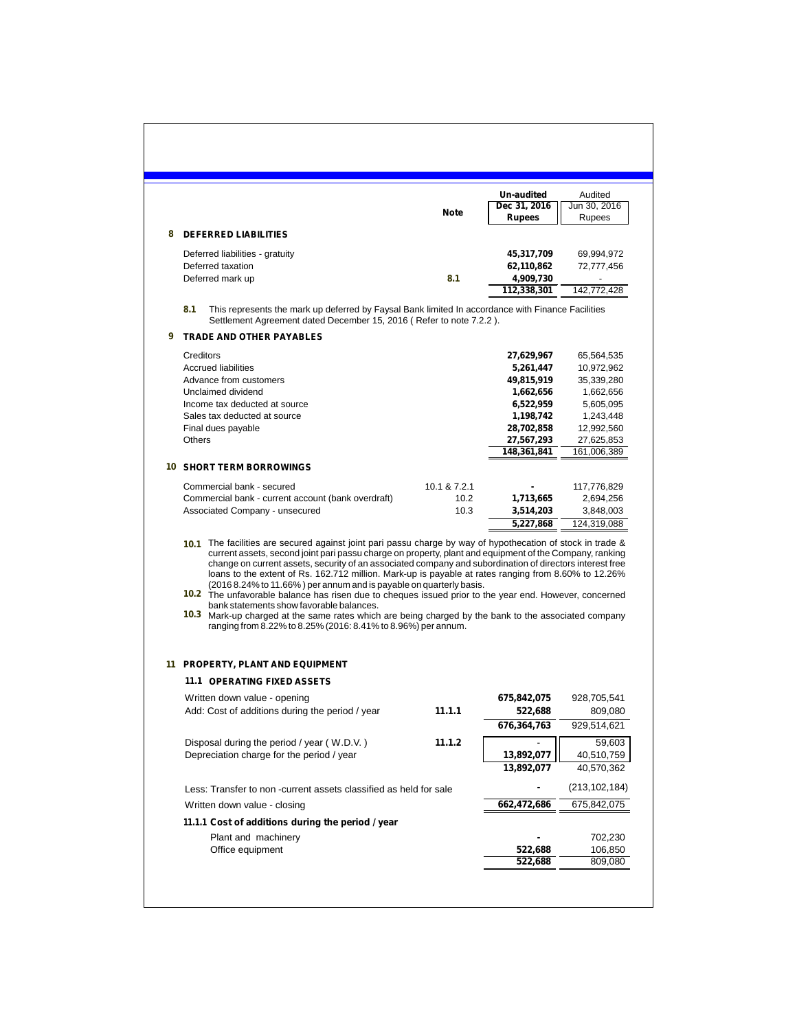| | Note | Un-audited Dec 31, 2016 Rupees | Audited Jun 30, 2016 Rupees |
|---|---|---|---|
| **8 DEFERRED LIABILITIES** | | | |
| Deferred liabilities - gratuity | | **45,317,709** | 69,994,972 |
| Deferred taxation | | **62,110,862** | 72,777,456 |
| Deferred mark up | **8.1** | **4,909,730** | - |
| | | **112,338,301** | 142,772,428 |

**8.1** This represents the mark up deferred by Faysal Bank limited In accordance with Finance Facilities Settlement Agreement dated December 15, 2016 ( Refer to note 7.2.2 ).

| | Note | Un-audited Dec 31, 2016 Rupees | Audited Jun 30, 2016 Rupees |
|---|---|---|---|
| **9 TRADE AND OTHER PAYABLES** | | | |
| Creditors | | **27,629,967** | 65,564,535 |
| Accrued liabilities | | **5,261,447** | 10,972,962 |
| Advance from customers | | **49,815,919** | 35,339,280 |
| Unclaimed dividend | | **1,662,656** | 1,662,656 |
| Income tax deducted at source | | **6,522,959** | 5,605,095 |
| Sales tax deducted at source | | **1,198,742** | 1,243,448 |
| Final dues payable | | **28,702,858** | 12,992,560 |
| Others | | **27,567,293** | 27,625,853 |
| | | **148,361,841** | 161,006,389 |
| **10 SHORT TERM BORROWINGS** | | | |
| Commercial bank - secured | 10.1 & 7.2.1 | **-** | 117,776,829 |
| Commercial bank - current account (bank overdraft) | 10.2 | **1,713,665** | 2,694,256 |
| Associated Company - unsecured | 10.3 | **3,514,203** | 3,848,003 |
| | | **5,227,868** | 124,319,088 |

**10.1** The facilities are secured against joint pari passu charge by way of hypothecation of stock in trade & current assets, second joint pari passu charge on property, plant and equipment of the Company, ranking change on current assets, security of an associated company and subordination of directors interest free loans to the extent of Rs. 162.712 million. Mark-up is payable at rates ranging from 8.60% to 12.26% (2016 8.24% to 11.66% ) per annum and is payable on quarterly basis.

**10.2** The unfavorable balance has risen due to cheques issued prior to the year end. However, concerned bank statements show favorable balances.

**10.3** Mark-up charged at the same rates which are being charged by the bank to the associated company ranging from 8.22% to 8.25% (2016: 8.41% to 8.96%) per annum.

## 11 PROPERTY, PLANT AND EQUIPMENT

### 11.1 OPERATING FIXED ASSETS

| | Note | Un-audited Dec 31, 2016 Rupees | Audited Jun 30, 2016 Rupees |
|---|---|---|---|
| Written down value - opening | | **675,842,075** | 928,705,541 |
| Add: Cost of additions during the period / year | **11.1.1** | **522,688** | 809,080 |
| | | **676,364,763** | 929,514,621 |
| Disposal during the period / year ( W.D.V. ) | **11.1.2** | - | 59,603 |
| Depreciation charge for the period / year | | **13,892,077** | 40,510,759 |
| | | **13,892,077** | 40,570,362 |
| Less: Transfer to non -current assets classified as held for sale | | **-** | (213,102,184) |
| Written down value - closing | | **662,472,686** | 675,842,075 |
| **11.1.1 Cost of additions during the period / year** | | | |
| Plant and machinery | | **-** | 702,230 |
| Office equipment | | **522,688** | 106,850 |
| | | **522,688** | 809,080 |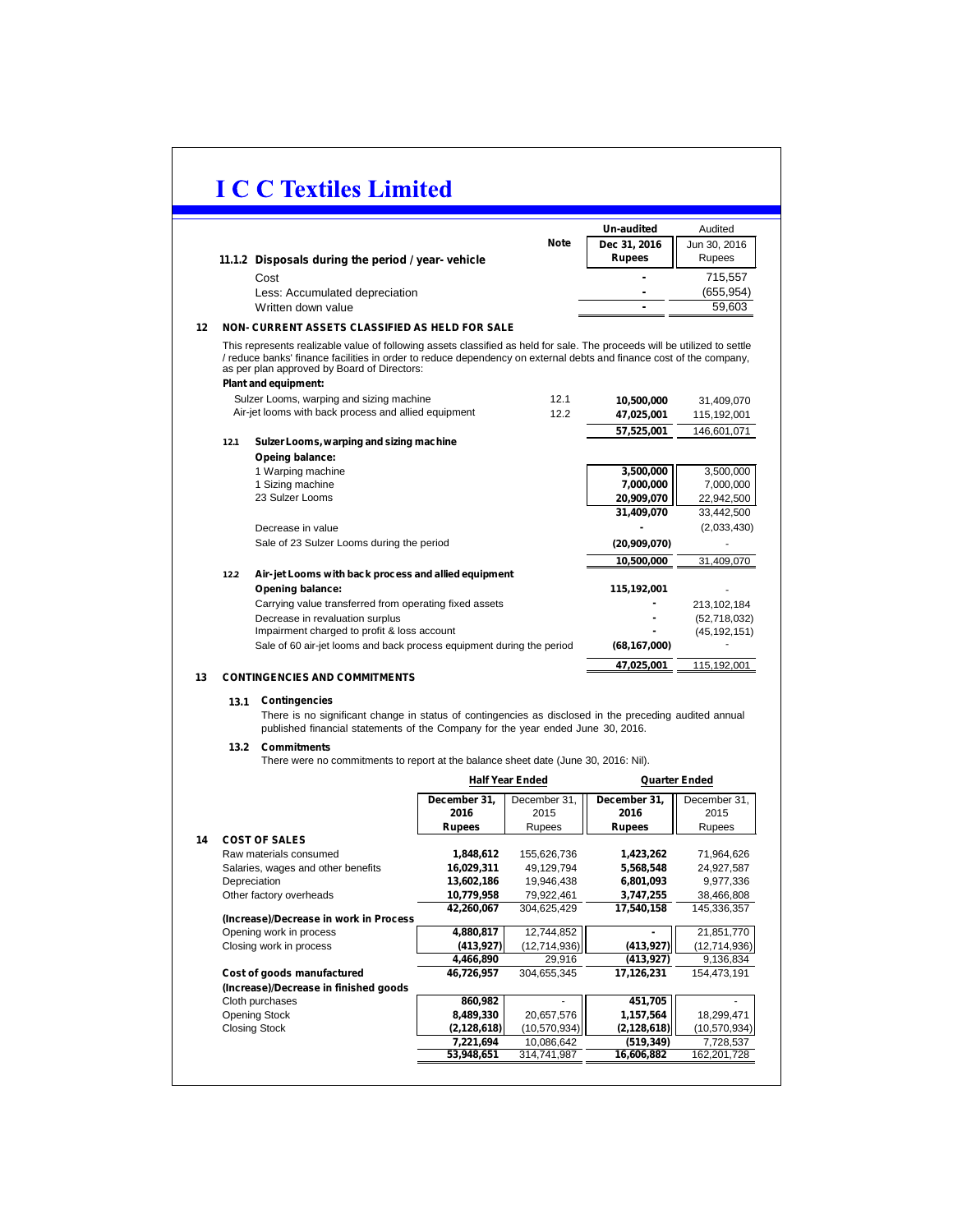# I C C Textiles Limited

| | Note | Un-audited Dec 31, 2016 Rupees | Audited Jun 30, 2016 Rupees |
|---|---|---|---|
| **11.1.2 Disposals during the period / year- vehicle** | | | |
| Cost | | - | 715,557 |
| Less: Accumulated depreciation | | - | (655,954) |
| Written down value | | - | 59,603 |

## 12 NON- CURRENT ASSETS CLASSIFIED AS HELD FOR SALE

This represents realizable value of following assets classified as held for sale. The proceeds will be utilized to settle / reduce banks' finance facilities in order to reduce dependency on external debts and finance cost of the company, as per plan approved by Board of Directors:

| **Plant and equipment:** | Note | Dec 31, 2016 Rupees | Jun 30, 2016 Rupees |
|---|---|---|---|
| Sulzer Looms, warping and sizing machine | 12.1 | 10,500,000 | 31,409,070 |
| Air-jet looms with back process and allied equipment | 12.2 | 47,025,001 | 115,192,001 |
| | | 57,525,001 | 146,601,071 |
| **12.1 Sulzer Looms, warping and sizing machine** | | | |
| **Opeing balance:** | | | |
| 1 Warping machine | | 3,500,000 | 3,500,000 |
| 1 Sizing machine | | 7,000,000 | 7,000,000 |
| 23 Sulzer Looms | | 20,909,070 | 22,942,500 |
| | | 31,409,070 | 33,442,500 |
| Decrease in value | | - | (2,033,430) |
| Sale of 23 Sulzer Looms during the period | | (20,909,070) | - |
| | | 10,500,000 | 31,409,070 |
| **12.2 Air-jet Looms with back process and allied equipment** | | | |
| **Opening balance:** | | 115,192,001 | - |
| Carrying value transferred from operating fixed assets | | - | 213,102,184 |
| Decrease in revaluation surplus | | - | (52,718,032) |
| Impairment charged to profit & loss account | | - | (45,192,151) |
| Sale of 60 air-jet looms and back process equipment during the period | | (68,167,000) | - |
| | | 47,025,001 | 115,192,001 |

## 13 CONTINGENCIES AND COMMITMENTS

### 13.1 Contingencies

There is no significant change in status of contingencies as disclosed in the preceding audited annual published financial statements of the Company for the year ended June 30, 2016.

### 13.2 Commitments

There were no commitments to report at the balance sheet date (June 30, 2016: Nil).

| | Half Year Ended | | Quarter Ended | |
|---|---|---|---|---|
| | December 31, 2016 Rupees | December 31, 2015 Rupees | December 31, 2016 Rupees | December 31, 2015 Rupees |
| **14 COST OF SALES** | | | | |
| Raw materials consumed | 1,848,612 | 155,626,736 | 1,423,262 | 71,964,626 |
| Salaries, wages and other benefits | 16,029,311 | 49,129,794 | 5,568,548 | 24,927,587 |
| Depreciation | 13,602,186 | 19,946,438 | 6,801,093 | 9,977,336 |
| Other factory overheads | 10,779,958 | 79,922,461 | 3,747,255 | 38,466,808 |
| | 42,260,067 | 304,625,429 | 17,540,158 | 145,336,357 |
| **(Increase)/Decrease in work in Process** | | | | |
| Opening work in process | 4,880,817 | 12,744,852 | - | 21,851,770 |
| Closing work in process | (413,927) | (12,714,936) | (413,927) | (12,714,936) |
| | 4,466,890 | 29,916 | (413,927) | 9,136,834 |
| **Cost of goods manufactured** | 46,726,957 | 304,655,345 | 17,126,231 | 154,473,191 |
| **(Increase)/Decrease in finished goods** | | | | |
| Cloth purchases | 860,982 | - | 451,705 | - |
| Opening Stock | 8,489,330 | 20,657,576 | 1,157,564 | 18,299,471 |
| Closing Stock | (2,128,618) | (10,570,934) | (2,128,618) | (10,570,934) |
| | 7,221,694 | 10,086,642 | (519,349) | 7,728,537 |
| | 53,948,651 | 314,741,987 | 16,606,882 | 162,201,728 |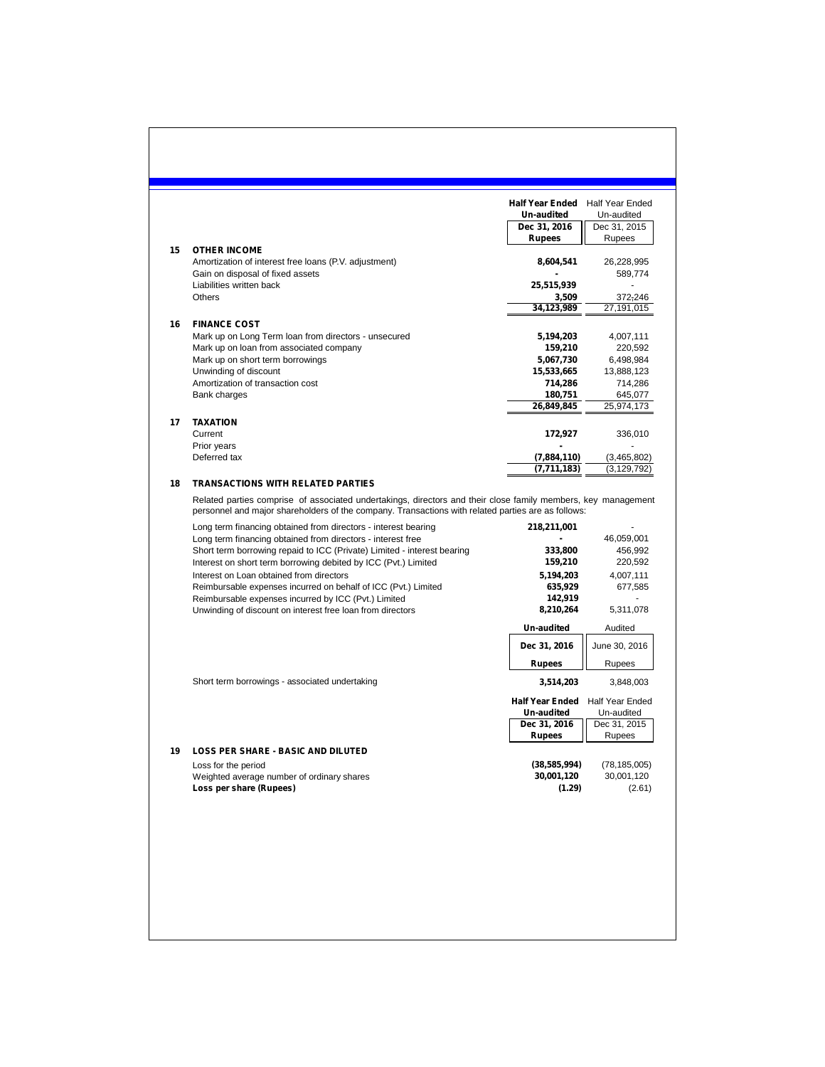| | | Half Year Ended Un-audited | Half Year Ended Un-audited |
|---|---|---|---|
| | | **Dec 31, 2016** | Dec 31, 2015 |
| | | **Rupees** | Rupees |
| **15** | **OTHER INCOME** | | |
| | Amortization of interest free loans (P.V. adjustment) | **8,604,541** | 26,228,995 |
| | Gain on disposal of fixed assets | **-** | 589,774 |
| | Liabilities written back | **25,515,939** | - |
| | Others | **3,509** | 372,246 |
| | | **34,123,989** | 27,191,015 |
| **16** | **FINANCE COST** | | |
| | Mark up on Long Term loan from directors - unsecured | **5,194,203** | 4,007,111 |
| | Mark up on loan from associated company | **159,210** | 220,592 |
| | Mark up on short term borrowings | **5,067,730** | 6,498,984 |
| | Unwinding of discount | **15,533,665** | 13,888,123 |
| | Amortization of transaction cost | **714,286** | 714,286 |
| | Bank charges | **180,751** | 645,077 |
| | | **26,849,845** | 25,974,173 |
| **17** | **TAXATION** | | |
| | Current | **172,927** | 336,010 |
| | Prior years | **-** | - |
| | Deferred tax | **(7,884,110)** | (3,465,802) |
| | | **(7,711,183)** | (3,129,792) |

## 18 TRANSACTIONS WITH RELATED PARTIES

Related parties comprise of associated undertakings, directors and their close family members, key management personnel and major shareholders of the company. Transactions with related parties are as follows:

| | Dec 31, 2016 | Dec 31, 2015 |
|---|---|---|
| Long term financing obtained from directors - interest bearing | **218,211,001** | - |
| Long term financing obtained from directors - interest free | **-** | 46,059,001 |
| Short term borrowing repaid to ICC (Private) Limited - interest bearing | **333,800** | 456,992 |
| Interest on short term borrowing debited by ICC (Pvt.) Limited | **159,210** | 220,592 |
| Interest on Loan obtained from directors | **5,194,203** | 4,007,111 |
| Reimbursable expenses incurred on behalf of ICC (Pvt.) Limited | **635,929** | 677,585 |
| Reimbursable expenses incurred by ICC (Pvt.) Limited | **142,919** | - |
| Unwinding of discount on interest free loan from directors | **8,210,264** | 5,311,078 |

| | Un-audited | Audited |
|---|---|---|
| | **Dec 31, 2016** | June 30, 2016 |
| | **Rupees** | Rupees |
| Short term borrowings - associated undertaking | **3,514,203** | 3,848,003 |

| | | Half Year Ended Un-audited | Half Year Ended Un-audited |
|---|---|---|---|
| | | **Dec 31, 2016** | Dec 31, 2015 |
| | | **Rupees** | Rupees |
| **19** | **LOSS PER SHARE - BASIC AND DILUTED** | | |
| | Loss for the period | **(38,585,994)** | (78,185,005) |
| | Weighted average number of ordinary shares | **30,001,120** | 30,001,120 |
| | **Loss per share (Rupees)** | **(1.29)** | (2.61) |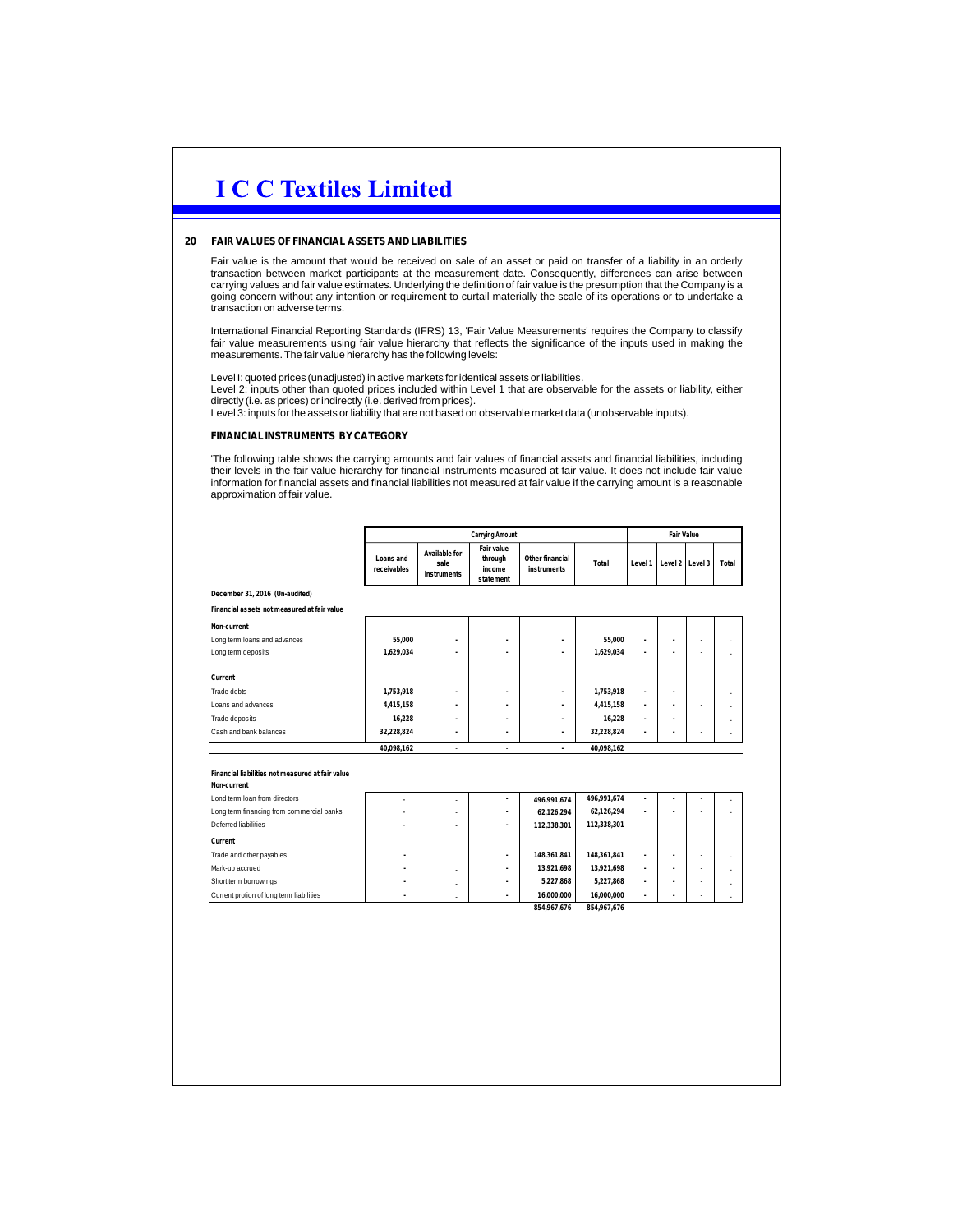# I C C Textiles Limited

## 20 FAIR VALUES OF FINANCIAL ASSETS AND LIABILITIES

Fair value is the amount that would be received on sale of an asset or paid on transfer of a liability in an orderly transaction between market participants at the measurement date. Consequently, differences can arise between carrying values and fair value estimates. Underlying the definition of fair value is the presumption that the Company is a going concern without any intention or requirement to curtail materially the scale of its operations or to undertake a transaction on adverse terms.

International Financial Reporting Standards (IFRS) 13, 'Fair Value Measurements' requires the Company to classify fair value measurements using fair value hierarchy that reflects the significance of the inputs used in making the measurements. The fair value hierarchy has the following levels:

Level I: quoted prices (unadjusted) in active markets for identical assets or liabilities.
Level 2: inputs other than quoted prices included within Level 1 that are observable for the assets or liability, either directly (i.e. as prices) or indirectly (i.e. derived from prices).
Level 3: inputs for the assets or liability that are not based on observable market data (unobservable inputs).

### FINANCIAL INSTRUMENTS BY CATEGORY

'The following table shows the carrying amounts and fair values of financial assets and financial liabilities, including their levels in the fair value hierarchy for financial instruments measured at fair value. It does not include fair value information for financial assets and financial liabilities not measured at fair value if the carrying amount is a reasonable approximation of fair value.

| | Carrying Amount | | | | | Fair Value | | | |
|---|---|---|---|---|---|---|---|---|---|
| | Loans and receivables | Available for sale instruments | Fair value through income statement | Other financial instruments | Total | Level 1 | Level 2 | Level 3 | Total |
| **December 31, 2016 (Un-audited)** | | | | | | | | | |
| **Financial assets not measured at fair value** | | | | | | | | | |
| **Non-current** | | | | | | | | | |
| Long term loans and advances | 55,000 | - | - | - | 55,000 | - | - | - | - |
| Long term deposits | 1,629,034 | - | - | - | 1,629,034 | - | - | - | - |
| **Current** | | | | | | | | | |
| Trade debts | 1,753,918 | - | - | - | 1,753,918 | - | - | - | - |
| Loans and advances | 4,415,158 | - | - | - | 4,415,158 | - | - | - | - |
| Trade deposits | 16,228 | - | - | - | 16,228 | - | - | - | - |
| Cash and bank balances | 32,228,824 | - | - | - | 32,228,824 | - | - | - | - |
| | 40,098,162 | - | - | - | 40,098,162 | | | | |
| **Financial liabilities not measured at fair value** | | | | | | | | | |
| **Non-current** | | | | | | | | | |
| Lond term loan from directors | - | - | - | 496,991,674 | 496,991,674 | - | - | - | - |
| Long term financing from commercial banks | - | - | - | 62,126,294 | 62,126,294 | - | - | - | - |
| Deferred liabilities | - | - | - | 112,338,301 | 112,338,301 | | | | |
| **Current** | | | | | | | | | |
| Trade and other payables | - | - | - | 148,361,841 | 148,361,841 | - | - | - | - |
| Mark-up accrued | - | - | - | 13,921,698 | 13,921,698 | - | - | - | - |
| Short term borrowings | - | - | - | 5,227,868 | 5,227,868 | - | - | - | - |
| Current protion of long term liabilities | - | - | - | 16,000,000 | 16,000,000 | - | - | - | - |
| | - | | | 854,967,676 | 854,967,676 | | | | |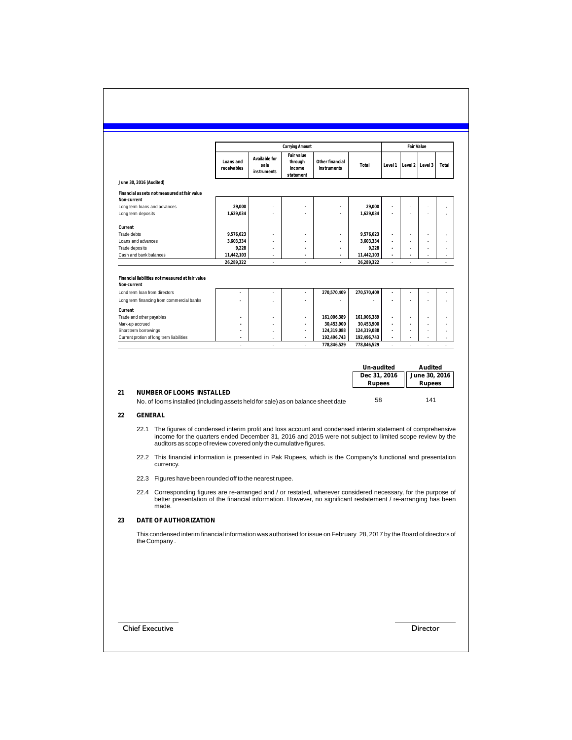| | Carrying Amount | | | | | Fair Value | | | |
|---|---|---|---|---|---|---|---|---|---|
| | Loans and receivables | Available for sale instruments | Fair value through income statement | Other financial instruments | Total | Level 1 | Level 2 | Level 3 | Total |
| **June 30, 2016 (Audited)** | | | | | | | | | |
| **Financial assets not measured at fair value** | | | | | | | | | |
| **Non-current** | | | | | | | | | |
| Long term loans and advances | 29,000 | - | - | - | 29,000 | - | - | - | - |
| Long term deposits | 1,629,034 | - | - | - | 1,629,034 | - | - | - | - |
| **Current** | | | | | | | | | |
| Trade debts | 9,576,623 | - | - | - | 9,576,623 | - | - | - | - |
| Loans and advances | 3,603,334 | - | - | - | 3,603,334 | - | - | - | - |
| Trade deposits | 9,228 | - | - | - | 9,228 | - | - | - | - |
| Cash and bank balances | 11,442,103 | - | - | - | 11,442,103 | - | - | - | - |
| | 26,289,322 | - | - | - | 26,289,322 | - | - | - | - |
| **Financial liabilities not measured at fair value** | | | | | | | | | |
| **Non-current** | | | | | | | | | |
| Lond term loan from directors | - | - | - | 270,570,409 | 270,570,409 | - | - | - | - |
| Long term financing from commercial banks | - | - | - | - | - | - | - | - | - |
| **Current** | | | | | | | | | |
| Trade and other payables | - | - | - | 161,006,389 | 161,006,389 | - | - | - | - |
| Mark-up accrued | - | - | - | 30,453,900 | 30,453,900 | - | - | - | - |
| Short term borrowings | - | - | - | 124,319,088 | 124,319,088 | - | - | - | - |
| Current protion of long term liabilities | - | - | - | 192,496,743 | 192,496,743 | - | - | - | - |
| | - | - | - | 778,846,529 | 778,846,529 | - | - | - | - |

| | Un-audited Dec 31, 2016 Rupees | Audited June 30, 2016 Rupees |
|---|---|---|
| **21 NUMBER OF LOOMS INSTALLED** | | |
| No. of looms installed (including assets held for sale) as on balance sheet date | 58 | 141 |

## 22 GENERAL

22.1 The figures of condensed interim profit and loss account and condensed interim statement of comprehensive income for the quarters ended December 31, 2016 and 2015 were not subject to limited scope review by the auditors as scope of review covered only the cumulative figures.

22.2 This financial information is presented in Pak Rupees, which is the Company's functional and presentation currency.

22.3 Figures have been rounded off to the nearest rupee.

22.4 Corresponding figures are re-arranged and / or restated, wherever considered necessary, for the purpose of better presentation of the financial information. However, no significant restatement / re-arranging has been made.

## 23 DATE OF AUTHORIZATION

This condensed interim financial information was authorised for issue on February 28, 2017 by the Board of directors of the Company .

Chief Executive | Director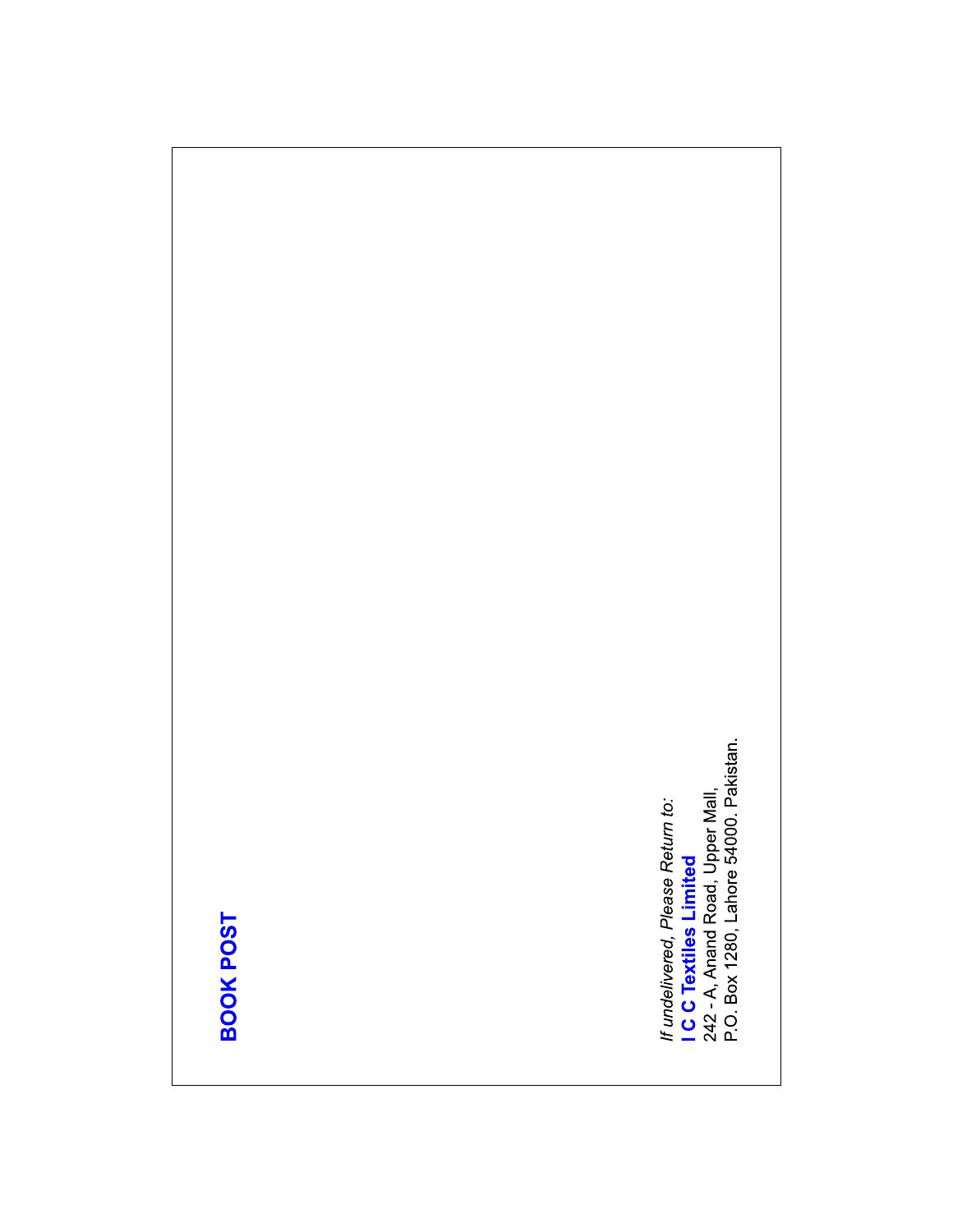**BOOK POST**

*If undelivered, Please Return to:*

**I C C Textiles Limited**

242 - A, Anand Road, Upper Mall,

P.O. Box 1280, Lahore 54000. Pakistan.